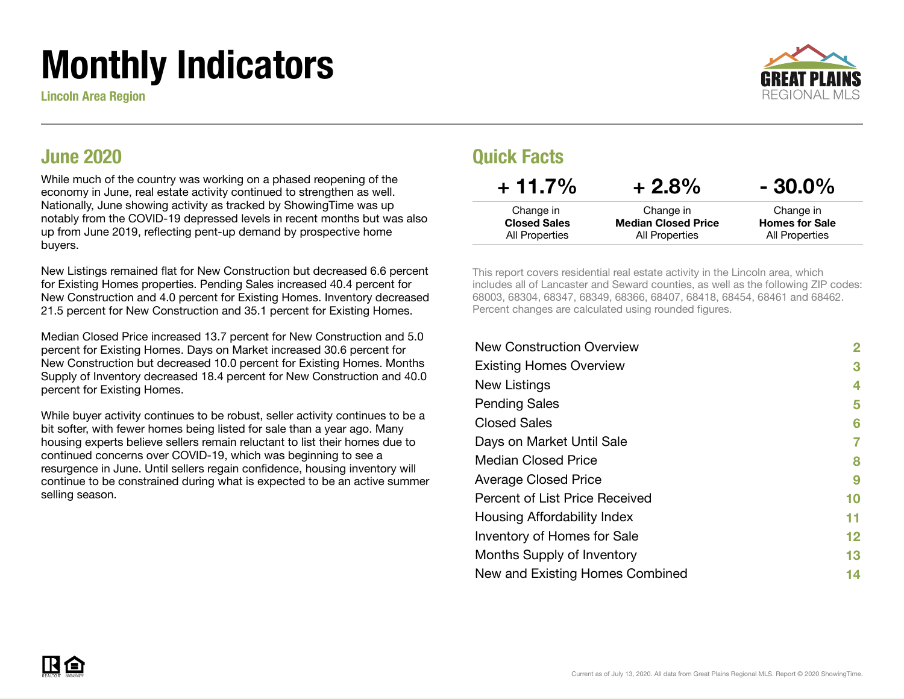# Monthly Indicators

Lincoln Area Region

## June 2020

While much of the country was working on a phased reopening of the economy in June, real estate activity continued to strengthen as well. Nationally, June showing activity as tracked by ShowingTime was up notably from the COVID-19 depressed levels in recent months but was also up from June 2019, reflecting pent-up demand by prospective home buyers.

New Listings remained flat for New Construction but decreased 6.6 percent for Existing Homes properties. Pending Sales increased 40.4 percent for New Construction and 4.0 percent for Existing Homes. Inventory decreased 21.5 percent for New Construction and 35.1 percent for Existing Homes.

Median Closed Price increased 13.7 percent for New Construction and 5.0 percent for Existing Homes. Days on Market increased 30.6 percent for New Construction but decreased 10.0 percent for Existing Homes. Months Supply of Inventory decreased 18.4 percent for New Construction and 40.0 percent for Existing Homes.

While buyer activity continues to be robust, seller activity continues to be a bit softer, with fewer homes being listed for sale than a year ago. Many housing experts believe sellers remain reluctant to list their homes due to continued concerns over COVID-19, which was beginning to see a resurgence in June. Until sellers regain confidence, housing inventory will continue to be constrained during what is expected to be an active summer selling season.

## Quick Facts

| + 11.7% | + 2.8% | - 30.0% |
|---|---|---|
| Change in **Closed Sales** All Properties | Change in **Median Closed Price** All Properties | Change in **Homes for Sale** All Properties |

This report covers residential real estate activity in the Lincoln area, which includes all of Lancaster and Seward counties, as well as the following ZIP codes: 68003, 68304, 68347, 68349, 68366, 68407, 68418, 68454, 68461 and 68462. Percent changes are calculated using rounded figures.

| | |
|---|---|
| New Construction Overview | 2 |
| Existing Homes Overview | 3 |
| New Listings | 4 |
| Pending Sales | 5 |
| Closed Sales | 6 |
| Days on Market Until Sale | 7 |
| Median Closed Price | 8 |
| Average Closed Price | 9 |
| Percent of List Price Received | 10 |
| Housing Affordability Index | 11 |
| Inventory of Homes for Sale | 12 |
| Months Supply of Inventory | 13 |
| New and Existing Homes Combined | 14 |

Current as of July 13, 2020. All data from Great Plains Regional MLS. Report © 2020 ShowingTime.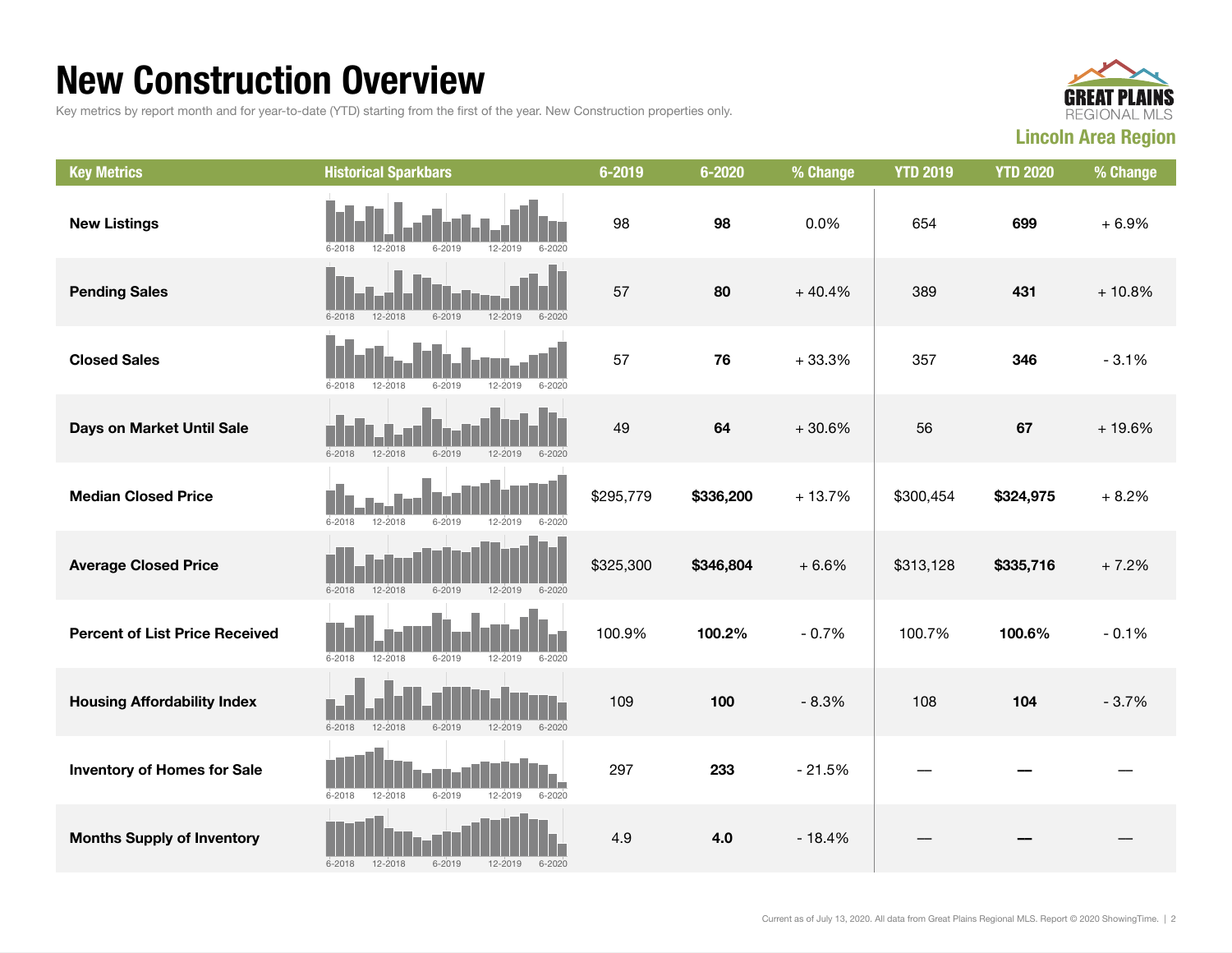# New Construction Overview

Key metrics by report month and for year-to-date (YTD) starting from the first of the year. New Construction properties only.

**Lincoln Area Region**

| Key Metrics | Historical Sparkbars | 6-2019 | 6-2020 | % Change | YTD 2019 | YTD 2020 | % Change |
|---|---|---|---|---|---|---|---|
| **New Listings** | 6-2018 12-2018 6-2019 12-2019 6-2020 | 98 | **98** | 0.0% | 654 | **699** | + 6.9% |
| **Pending Sales** | 6-2018 12-2018 6-2019 12-2019 6-2020 | 57 | **80** | + 40.4% | 389 | **431** | + 10.8% |
| **Closed Sales** | 6-2018 12-2018 6-2019 12-2019 6-2020 | 57 | **76** | + 33.3% | 357 | **346** | - 3.1% |
| **Days on Market Until Sale** | 6-2018 12-2018 6-2019 12-2019 6-2020 | 49 | **64** | + 30.6% | 56 | **67** | + 19.6% |
| **Median Closed Price** | 6-2018 12-2018 6-2019 12-2019 6-2020 | $295,779 | **$336,200** | + 13.7% | $300,454 | **$324,975** | + 8.2% |
| **Average Closed Price** | 6-2018 12-2018 6-2019 12-2019 6-2020 | $325,300 | **$346,804** | + 6.6% | $313,128 | **$335,716** | + 7.2% |
| **Percent of List Price Received** | 6-2018 12-2018 6-2019 12-2019 6-2020 | 100.9% | **100.2%** | - 0.7% | 100.7% | **100.6%** | - 0.1% |
| **Housing Affordability Index** | 6-2018 12-2018 6-2019 12-2019 6-2020 | 109 | **100** | - 8.3% | 108 | **104** | - 3.7% |
| **Inventory of Homes for Sale** | 6-2018 12-2018 6-2019 12-2019 6-2020 | 297 | **233** | - 21.5% | — | — | — |
| **Months Supply of Inventory** | 6-2018 12-2018 6-2019 12-2019 6-2020 | 4.9 | **4.0** | - 18.4% | — | — | — |

Current as of July 13, 2020. All data from Great Plains Regional MLS. Report © 2020 ShowingTime.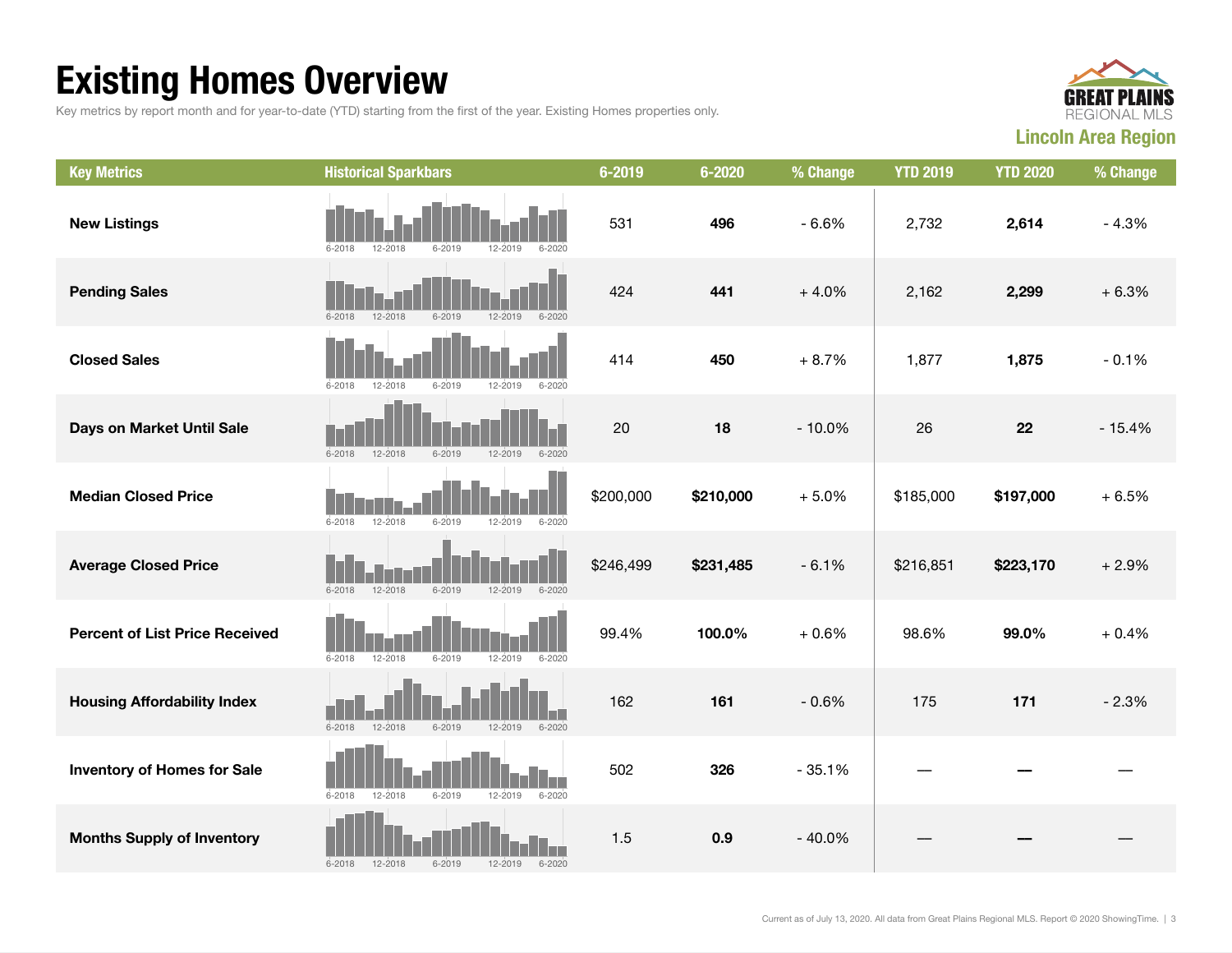# Existing Homes Overview

Key metrics by report month and for year-to-date (YTD) starting from the first of the year. Existing Homes properties only.

**Lincoln Area Region**

| Key Metrics | Historical Sparkbars | 6-2019 | 6-2020 | % Change | YTD 2019 | YTD 2020 | % Change |
|---|---|---|---|---|---|---|---|
| **New Listings** | 6-2018 12-2018 6-2019 12-2019 6-2020 | 531 | **496** | - 6.6% | 2,732 | **2,614** | - 4.3% |
| **Pending Sales** | 6-2018 12-2018 6-2019 12-2019 6-2020 | 424 | **441** | + 4.0% | 2,162 | **2,299** | + 6.3% |
| **Closed Sales** | 6-2018 12-2018 6-2019 12-2019 6-2020 | 414 | **450** | + 8.7% | 1,877 | **1,875** | - 0.1% |
| **Days on Market Until Sale** | 6-2018 12-2018 6-2019 12-2019 6-2020 | 20 | **18** | - 10.0% | 26 | **22** | - 15.4% |
| **Median Closed Price** | 6-2018 12-2018 6-2019 12-2019 6-2020 | $200,000 | **$210,000** | + 5.0% | $185,000 | **$197,000** | + 6.5% |
| **Average Closed Price** | 6-2018 12-2018 6-2019 12-2019 6-2020 | $246,499 | **$231,485** | - 6.1% | $216,851 | **$223,170** | + 2.9% |
| **Percent of List Price Received** | 6-2018 12-2018 6-2019 12-2019 6-2020 | 99.4% | **100.0%** | + 0.6% | 98.6% | **99.0%** | + 0.4% |
| **Housing Affordability Index** | 6-2018 12-2018 6-2019 12-2019 6-2020 | 162 | **161** | - 0.6% | 175 | **171** | - 2.3% |
| **Inventory of Homes for Sale** | 6-2018 12-2018 6-2019 12-2019 6-2020 | 502 | **326** | - 35.1% | — | **—** | — |
| **Months Supply of Inventory** | 6-2018 12-2018 6-2019 12-2019 6-2020 | 1.5 | **0.9** | - 40.0% | — | **—** | — |

Current as of July 13, 2020. All data from Great Plains Regional MLS. Report © 2020 ShowingTime.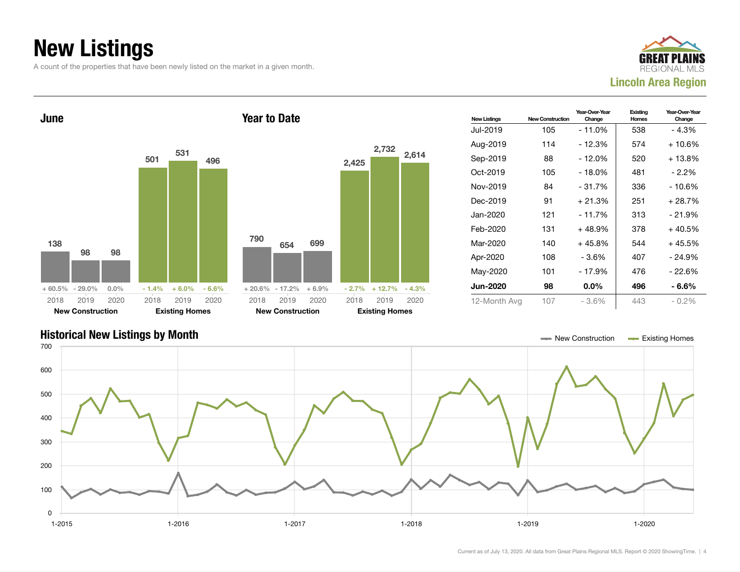# New Listings

A count of the properties that have been newly listed on the market in a given month.

GREAT PLAINS REGIONAL MLS
**Lincoln Area Region**

## June

| | 2018 | 2019 | 2020 |
|---|---|---|---|
| New Construction | 138 | 98 | 98 |
| Change | + 60.5% | - 29.0% | 0.0% |
| Existing Homes | 501 | 531 | 496 |
| Change | - 1.4% | + 6.0% | - 6.6% |

## Year to Date

| | 2018 | 2019 | 2020 |
|---|---|---|---|
| New Construction | 790 | 654 | 699 |
| Change | + 20.6% | - 17.2% | + 6.9% |
| Existing Homes | 2,425 | 2,732 | 2,614 |
| Change | - 2.7% | + 12.7% | - 4.3% |

| New Listings | New Construction | Year-Over-Year Change | Existing Homes | Year-Over-Year Change |
|---|---|---|---|---|
| Jul-2019 | 105 | - 11.0% | 538 | - 4.3% |
| Aug-2019 | 114 | - 12.3% | 574 | + 10.6% |
| Sep-2019 | 88 | - 12.0% | 520 | + 13.8% |
| Oct-2019 | 105 | - 18.0% | 481 | - 2.2% |
| Nov-2019 | 84 | - 31.7% | 336 | - 10.6% |
| Dec-2019 | 91 | + 21.3% | 251 | + 28.7% |
| Jan-2020 | 121 | - 11.7% | 313 | - 21.9% |
| Feb-2020 | 131 | + 48.9% | 378 | + 40.5% |
| Mar-2020 | 140 | + 45.8% | 544 | + 45.5% |
| Apr-2020 | 108 | - 3.6% | 407 | - 24.9% |
| May-2020 | 101 | - 17.9% | 476 | - 22.6% |
| **Jun-2020** | **98** | **0.0%** | **496** | **- 6.6%** |
| 12-Month Avg | 107 | - 3.6% | 443 | - 0.2% |

## Historical New Listings by Month

New Construction — Existing Homes

Current as of July 13, 2020. All data from Great Plains Regional MLS. Report © 2020 ShowingTime.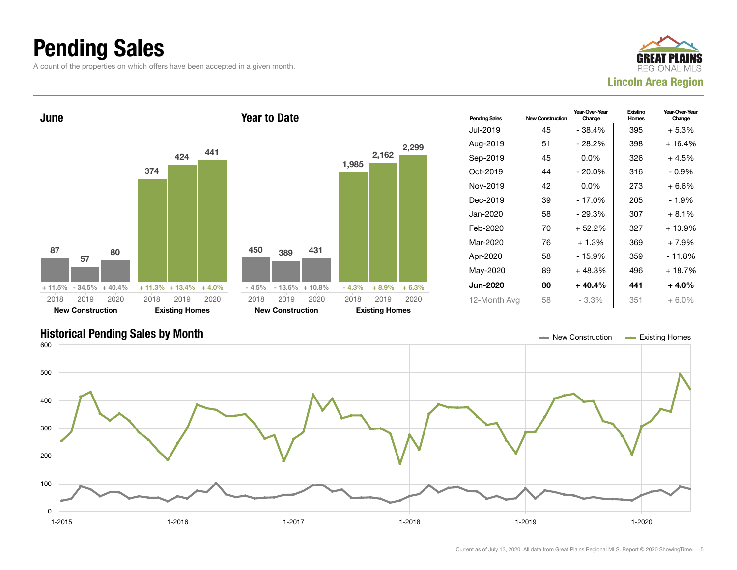# Pending Sales

A count of the properties on which offers have been accepted in a given month.

GREAT PLAINS REGIONAL MLS
**Lincoln Area Region**

## June

| | 2018 | 2019 | 2020 |
|---|---|---|---|
| New Construction | 87 | 57 | 80 |
| Change | + 11.5% | - 34.5% | + 40.4% |
| Existing Homes | 374 | 424 | 441 |
| Change | + 11.3% | + 13.4% | + 4.0% |

## Year to Date

| | 2018 | 2019 | 2020 |
|---|---|---|---|
| New Construction | 450 | 389 | 431 |
| Change | - 4.5% | - 13.6% | + 10.8% |
| Existing Homes | 1,985 | 2,162 | 2,299 |
| Change | - 4.3% | + 8.9% | + 6.3% |

| Pending Sales | New Construction | Year-Over-Year Change | Existing Homes | Year-Over-Year Change |
|---|---|---|---|---|
| Jul-2019 | 45 | - 38.4% | 395 | + 5.3% |
| Aug-2019 | 51 | - 28.2% | 398 | + 16.4% |
| Sep-2019 | 45 | 0.0% | 326 | + 4.5% |
| Oct-2019 | 44 | - 20.0% | 316 | - 0.9% |
| Nov-2019 | 42 | 0.0% | 273 | + 6.6% |
| Dec-2019 | 39 | - 17.0% | 205 | - 1.9% |
| Jan-2020 | 58 | - 29.3% | 307 | + 8.1% |
| Feb-2020 | 70 | + 52.2% | 327 | + 13.9% |
| Mar-2020 | 76 | + 1.3% | 369 | + 7.9% |
| Apr-2020 | 58 | - 15.9% | 359 | - 11.8% |
| May-2020 | 89 | + 48.3% | 496 | + 18.7% |
| **Jun-2020** | **80** | **+ 40.4%** | **441** | **+ 4.0%** |
| 12-Month Avg | 58 | - 3.3% | 351 | + 6.0% |

## Historical Pending Sales by Month

New Construction — Existing Homes

Current as of July 13, 2020. All data from Great Plains Regional MLS. Report © 2020 ShowingTime.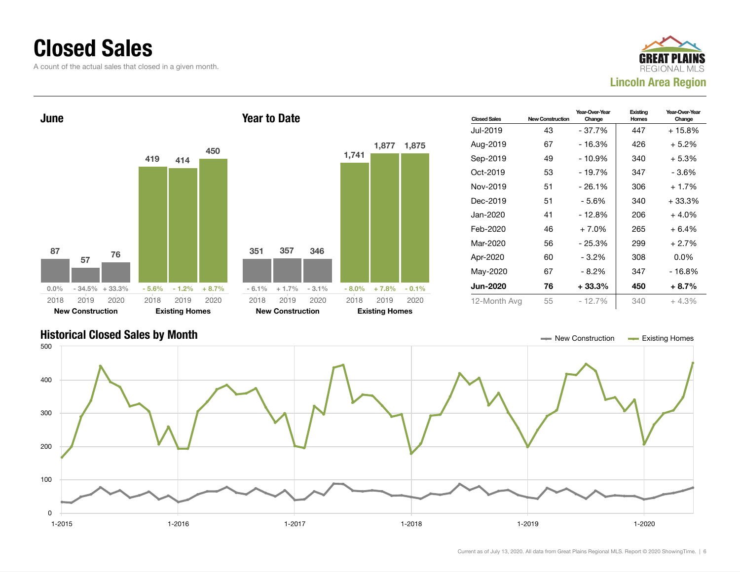# Closed Sales

A count of the actual sales that closed in a given month.

**GREAT PLAINS REGIONAL MLS**
**Lincoln Area Region**

## June

| | 2018 | 2019 | 2020 |
|---|---|---|---|
| New Construction | 87 | 57 | 76 |
| Change | 0.0% | - 34.5% | + 33.3% |
| Existing Homes | 419 | 414 | 450 |
| Change | - 5.6% | - 1.2% | + 8.7% |

## Year to Date

| | 2018 | 2019 | 2020 |
|---|---|---|---|
| New Construction | 351 | 357 | 346 |
| Change | - 6.1% | + 1.7% | - 3.1% |
| Existing Homes | 1,741 | 1,877 | 1,875 |
| Change | - 8.0% | + 7.8% | - 0.1% |

| Closed Sales | New Construction | Year-Over-Year Change | Existing Homes | Year-Over-Year Change |
|---|---|---|---|---|
| Jul-2019 | 43 | - 37.7% | 447 | + 15.8% |
| Aug-2019 | 67 | - 16.3% | 426 | + 5.2% |
| Sep-2019 | 49 | - 10.9% | 340 | + 5.3% |
| Oct-2019 | 53 | - 19.7% | 347 | - 3.6% |
| Nov-2019 | 51 | - 26.1% | 306 | + 1.7% |
| Dec-2019 | 51 | - 5.6% | 340 | + 33.3% |
| Jan-2020 | 41 | - 12.8% | 206 | + 4.0% |
| Feb-2020 | 46 | + 7.0% | 265 | + 6.4% |
| Mar-2020 | 56 | - 25.3% | 299 | + 2.7% |
| Apr-2020 | 60 | - 3.2% | 308 | 0.0% |
| May-2020 | 67 | - 8.2% | 347 | - 16.8% |
| **Jun-2020** | **76** | **+ 33.3%** | **450** | **+ 8.7%** |
| 12-Month Avg | 55 | - 12.7% | 340 | + 4.3% |

## Historical Closed Sales by Month

Legend: New Construction, Existing Homes

Current as of July 13, 2020. All data from Great Plains Regional MLS. Report © 2020 ShowingTime.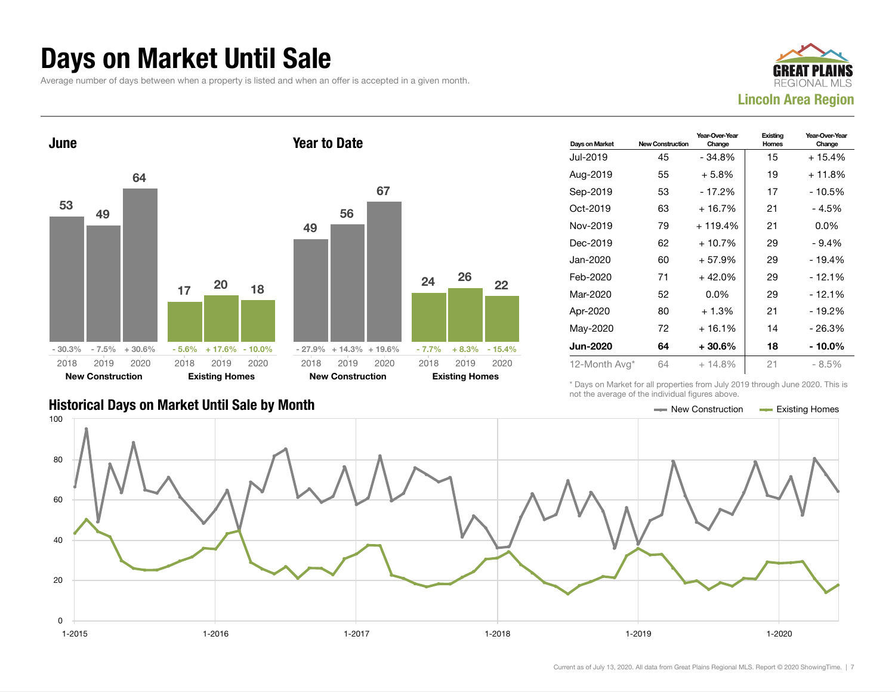# Days on Market Until Sale

Average number of days between when a property is listed and when an offer is accepted in a given month.

GREAT PLAINS REGIONAL MLS

**Lincoln Area Region**

## June

| | 2018 | 2019 | 2020 |
|---|---|---|---|
| **New Construction** | 53 | 49 | 64 |
| Change | - 30.3% | - 7.5% | + 30.6% |
| **Existing Homes** | 17 | 20 | 18 |
| Change | - 5.6% | + 17.6% | - 10.0% |

## Year to Date

| | 2018 | 2019 | 2020 |
|---|---|---|---|
| **New Construction** | 49 | 56 | 67 |
| Change | - 27.9% | + 14.3% | + 19.6% |
| **Existing Homes** | 24 | 26 | 22 |
| Change | - 7.7% | + 8.3% | - 15.4% |

| Days on Market | New Construction | Year-Over-Year Change | Existing Homes | Year-Over-Year Change |
|---|---|---|---|---|
| Jul-2019 | 45 | - 34.8% | 15 | + 15.4% |
| Aug-2019 | 55 | + 5.8% | 19 | + 11.8% |
| Sep-2019 | 53 | - 17.2% | 17 | - 10.5% |
| Oct-2019 | 63 | + 16.7% | 21 | - 4.5% |
| Nov-2019 | 79 | + 119.4% | 21 | 0.0% |
| Dec-2019 | 62 | + 10.7% | 29 | - 9.4% |
| Jan-2020 | 60 | + 57.9% | 29 | - 19.4% |
| Feb-2020 | 71 | + 42.0% | 29 | - 12.1% |
| Mar-2020 | 52 | 0.0% | 29 | - 12.1% |
| Apr-2020 | 80 | + 1.3% | 21 | - 19.2% |
| May-2020 | 72 | + 16.1% | 14 | - 26.3% |
| **Jun-2020** | **64** | **+ 30.6%** | **18** | **- 10.0%** |
| 12-Month Avg* | 64 | + 14.8% | 21 | - 8.5% |

\* Days on Market for all properties from July 2019 through June 2020. This is not the average of the individual figures above.

## Historical Days on Market Until Sale by Month

New Construction — Existing Homes

Current as of July 13, 2020. All data from Great Plains Regional MLS. Report © 2020 ShowingTime.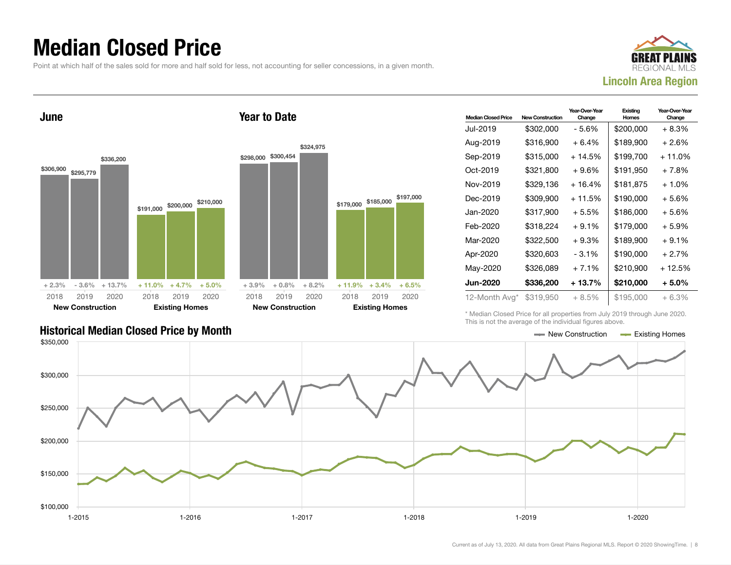# Median Closed Price

Point at which half of the sales sold for more and half sold for less, not accounting for seller concessions, in a given month.

**GREAT PLAINS REGIONAL MLS**
**Lincoln Area Region**

## June

| | 2018 | 2019 | 2020 |
|---|---|---|---|
| New Construction | $306,900 | $295,779 | $336,200 |
| Change | + 2.3% | - 3.6% | + 13.7% |
| Existing Homes | $191,000 | $200,000 | $210,000 |
| Change | + 11.0% | + 4.7% | + 5.0% |

## Year to Date

| | 2018 | 2019 | 2020 |
|---|---|---|---|
| New Construction | $298,000 | $300,454 | $324,975 |
| Change | + 3.9% | + 0.8% | + 8.2% |
| Existing Homes | $179,000 | $185,000 | $197,000 |
| Change | + 11.9% | + 3.4% | + 6.5% |

| Median Closed Price | New Construction | Year-Over-Year Change | Existing Homes | Year-Over-Year Change |
|---|---|---|---|---|
| Jul-2019 | $302,000 | - 5.6% | $200,000 | + 8.3% |
| Aug-2019 | $316,900 | + 6.4% | $189,900 | + 2.6% |
| Sep-2019 | $315,000 | + 14.5% | $199,700 | + 11.0% |
| Oct-2019 | $321,800 | + 9.6% | $191,950 | + 7.8% |
| Nov-2019 | $329,136 | + 16.4% | $181,875 | + 1.0% |
| Dec-2019 | $309,900 | + 11.5% | $190,000 | + 5.6% |
| Jan-2020 | $317,900 | + 5.5% | $186,000 | + 5.6% |
| Feb-2020 | $318,224 | + 9.1% | $179,000 | + 5.9% |
| Mar-2020 | $322,500 | + 9.3% | $189,900 | + 9.1% |
| Apr-2020 | $320,603 | - 3.1% | $190,000 | + 2.7% |
| May-2020 | $326,089 | + 7.1% | $210,900 | + 12.5% |
| **Jun-2020** | **$336,200** | **+ 13.7%** | **$210,000** | **+ 5.0%** |
| 12-Month Avg* | $319,950 | + 8.5% | $195,000 | + 6.3% |

\* Median Closed Price for all properties from July 2019 through June 2020. This is not the average of the individual figures above.

## Historical Median Closed Price by Month

New Construction — Existing Homes

$350,000 / $300,000 / $250,000 / $200,000 / $150,000 / $100,000

1-2015 / 1-2016 / 1-2017 / 1-2018 / 1-2019 / 1-2020

Current as of July 13, 2020. All data from Great Plains Regional MLS. Report © 2020 ShowingTime.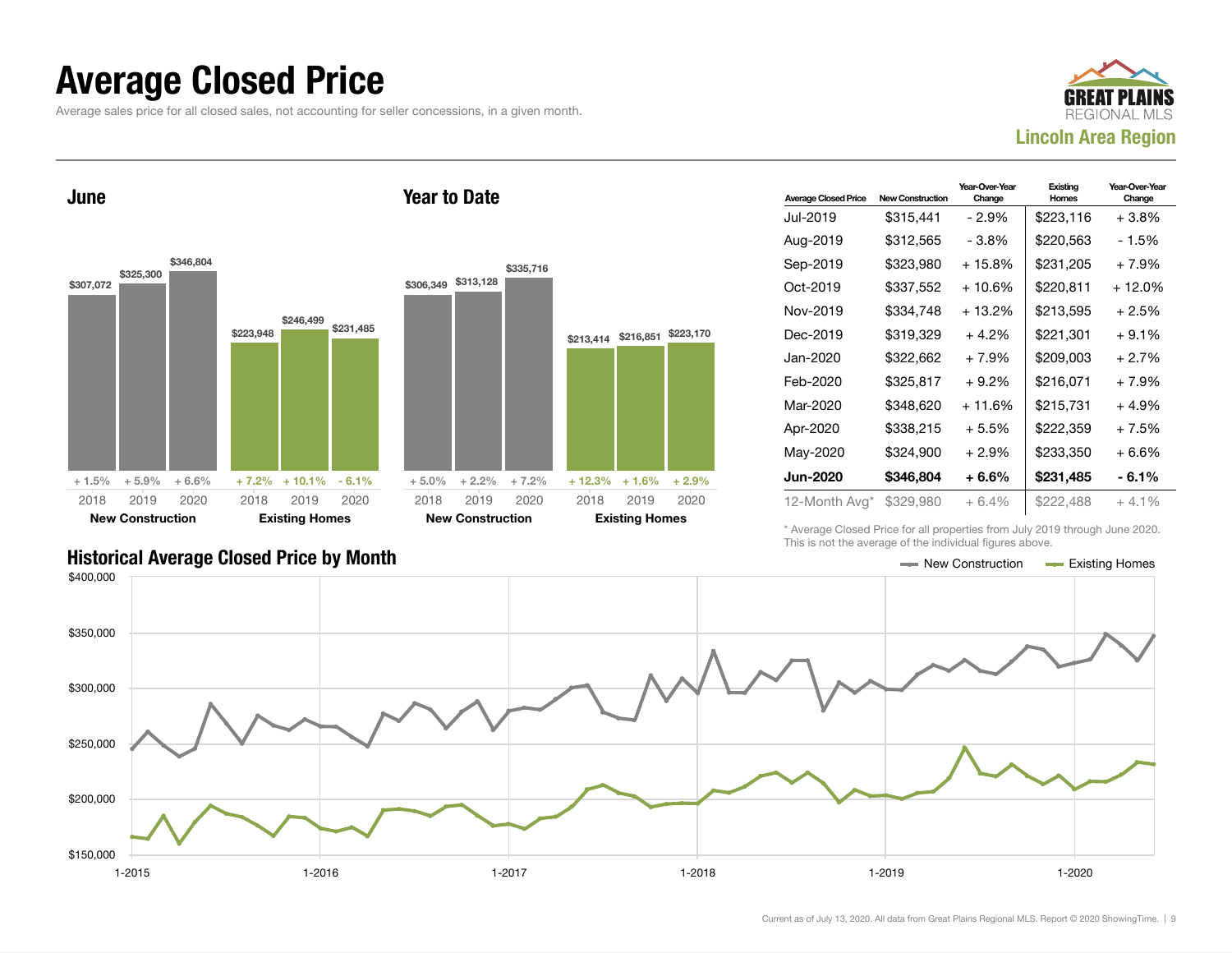# Average Closed Price

Average sales price for all closed sales, not accounting for seller concessions, in a given month.

GREAT PLAINS REGIONAL MLS
**Lincoln Area Region**

## June

| | 2018 | 2019 | 2020 |
|---|---|---|---|
| New Construction | $307,072 | $325,300 | $346,804 |
| Change | + 1.5% | + 5.9% | + 6.6% |
| Existing Homes | $223,948 | $246,499 | $231,485 |
| Change | + 7.2% | + 10.1% | - 6.1% |

## Year to Date

| | 2018 | 2019 | 2020 |
|---|---|---|---|
| New Construction | $306,349 | $313,128 | $335,716 |
| Change | + 5.0% | + 2.2% | + 7.2% |
| Existing Homes | $213,414 | $216,851 | $223,170 |
| Change | + 12.3% | + 1.6% | + 2.9% |

| Average Closed Price | New Construction | Year-Over-Year Change | Existing Homes | Year-Over-Year Change |
|---|---|---|---|---|
| Jul-2019 | $315,441 | - 2.9% | $223,116 | + 3.8% |
| Aug-2019 | $312,565 | - 3.8% | $220,563 | - 1.5% |
| Sep-2019 | $323,980 | + 15.8% | $231,205 | + 7.9% |
| Oct-2019 | $337,552 | + 10.6% | $220,811 | + 12.0% |
| Nov-2019 | $334,748 | + 13.2% | $213,595 | + 2.5% |
| Dec-2019 | $319,329 | + 4.2% | $221,301 | + 9.1% |
| Jan-2020 | $322,662 | + 7.9% | $209,003 | + 2.7% |
| Feb-2020 | $325,817 | + 9.2% | $216,071 | + 7.9% |
| Mar-2020 | $348,620 | + 11.6% | $215,731 | + 4.9% |
| Apr-2020 | $338,215 | + 5.5% | $222,359 | + 7.5% |
| May-2020 | $324,900 | + 2.9% | $233,350 | + 6.6% |
| **Jun-2020** | **$346,804** | **+ 6.6%** | **$231,485** | **- 6.1%** |
| 12-Month Avg* | $329,980 | + 6.4% | $222,488 | + 4.1% |

\* Average Closed Price for all properties from July 2019 through June 2020. This is not the average of the individual figures above.

## Historical Average Closed Price by Month

New Construction — Existing Homes

$400,000 / $350,000 / $300,000 / $250,000 / $200,000 / $150,000

1-2015 / 1-2016 / 1-2017 / 1-2018 / 1-2019 / 1-2020

Current as of July 13, 2020. All data from Great Plains Regional MLS. Report © 2020 ShowingTime.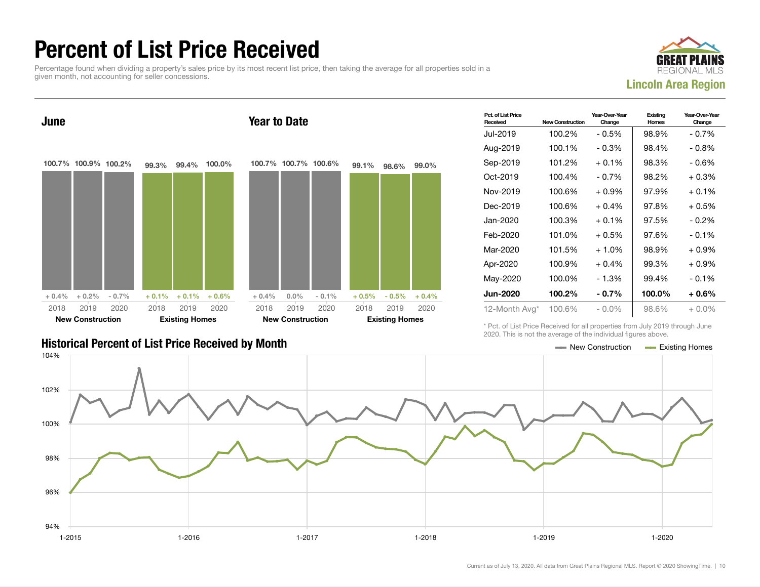# Percent of List Price Received

Percentage found when dividing a property's sales price by its most recent list price, then taking the average for all properties sold in a given month, not accounting for seller concessions.

**GREAT PLAINS REGIONAL MLS**
**Lincoln Area Region**

## June

| | 2018 | 2019 | 2020 |
|---|---|---|---|
| New Construction | 100.7% | 100.9% | 100.2% |
| Change | + 0.4% | + 0.2% | - 0.7% |
| Existing Homes | 99.3% | 99.4% | 100.0% |
| Change | + 0.1% | + 0.1% | + 0.6% |

## Year to Date

| | 2018 | 2019 | 2020 |
|---|---|---|---|
| New Construction | 100.7% | 100.7% | 100.6% |
| Change | + 0.4% | 0.0% | - 0.1% |
| Existing Homes | 99.1% | 98.6% | 99.0% |
| Change | + 0.5% | - 0.5% | + 0.4% |

| Pct. of List Price Received | New Construction | Year-Over-Year Change | Existing Homes | Year-Over-Year Change |
|---|---|---|---|---|
| Jul-2019 | 100.2% | - 0.5% | 98.9% | - 0.7% |
| Aug-2019 | 100.1% | - 0.3% | 98.4% | - 0.8% |
| Sep-2019 | 101.2% | + 0.1% | 98.3% | - 0.6% |
| Oct-2019 | 100.4% | - 0.7% | 98.2% | + 0.3% |
| Nov-2019 | 100.6% | + 0.9% | 97.9% | + 0.1% |
| Dec-2019 | 100.6% | + 0.4% | 97.8% | + 0.5% |
| Jan-2020 | 100.3% | + 0.1% | 97.5% | - 0.2% |
| Feb-2020 | 101.0% | + 0.5% | 97.6% | - 0.1% |
| Mar-2020 | 101.5% | + 1.0% | 98.9% | + 0.9% |
| Apr-2020 | 100.9% | + 0.4% | 99.3% | + 0.9% |
| May-2020 | 100.0% | - 1.3% | 99.4% | - 0.1% |
| **Jun-2020** | **100.2%** | **- 0.7%** | **100.0%** | **+ 0.6%** |
| 12-Month Avg* | 100.6% | - 0.0% | 98.6% | + 0.0% |

\* Pct. of List Price Received for all properties from July 2019 through June 2020. This is not the average of the individual figures above.

## Historical Percent of List Price Received by Month

New Construction — Existing Homes

Current as of July 13, 2020. All data from Great Plains Regional MLS. Report © 2020 ShowingTime.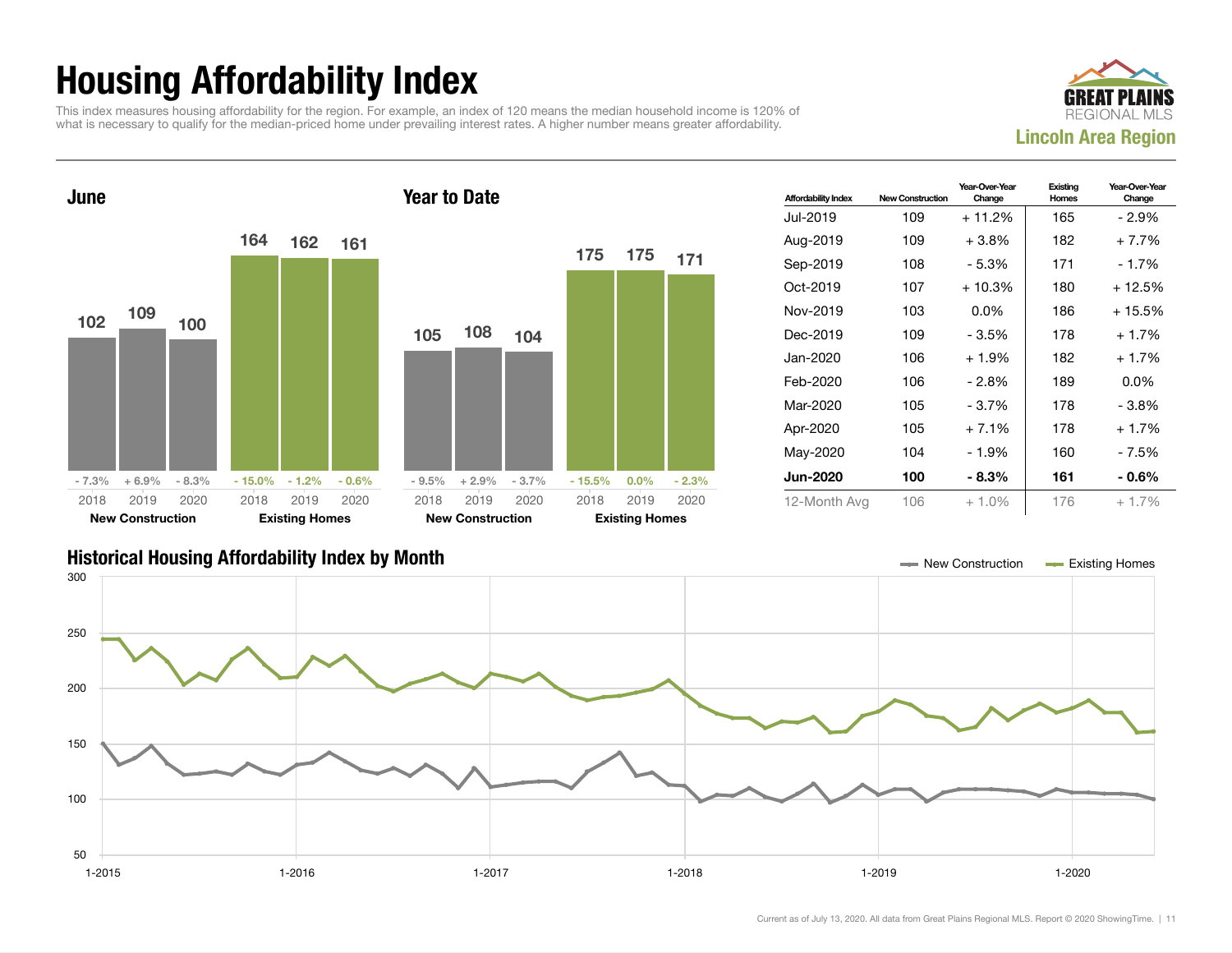# Housing Affordability Index

This index measures housing affordability for the region. For example, an index of 120 means the median household income is 120% of what is necessary to qualify for the median-priced home under prevailing interest rates. A higher number means greater affordability.

**GREAT PLAINS REGIONAL MLS**
**Lincoln Area Region**

## June

| | 2018 | 2019 | 2020 |
|---|---|---|---|
| New Construction | 102 | 109 | 100 |
| Change | - 7.3% | + 6.9% | - 8.3% |
| Existing Homes | 164 | 162 | 161 |
| Change | - 15.0% | - 1.2% | - 0.6% |

## Year to Date

| | 2018 | 2019 | 2020 |
|---|---|---|---|
| New Construction | 105 | 108 | 104 |
| Change | - 9.5% | + 2.9% | - 3.7% |
| Existing Homes | 175 | 175 | 171 |
| Change | - 15.5% | 0.0% | - 2.3% |

| Affordability Index | New Construction | Year-Over-Year Change | Existing Homes | Year-Over-Year Change |
|---|---|---|---|---|
| Jul-2019 | 109 | + 11.2% | 165 | - 2.9% |
| Aug-2019 | 109 | + 3.8% | 182 | + 7.7% |
| Sep-2019 | 108 | - 5.3% | 171 | - 1.7% |
| Oct-2019 | 107 | + 10.3% | 180 | + 12.5% |
| Nov-2019 | 103 | 0.0% | 186 | + 15.5% |
| Dec-2019 | 109 | - 3.5% | 178 | + 1.7% |
| Jan-2020 | 106 | + 1.9% | 182 | + 1.7% |
| Feb-2020 | 106 | - 2.8% | 189 | 0.0% |
| Mar-2020 | 105 | - 3.7% | 178 | - 3.8% |
| Apr-2020 | 105 | + 7.1% | 178 | + 1.7% |
| May-2020 | 104 | - 1.9% | 160 | - 7.5% |
| **Jun-2020** | **100** | **- 8.3%** | **161** | **- 0.6%** |
| 12-Month Avg | 106 | + 1.0% | 176 | + 1.7% |

## Historical Housing Affordability Index by Month

New Construction — Existing Homes

Y-axis: 50, 100, 150, 200, 250, 300
X-axis: 1-2015, 1-2016, 1-2017, 1-2018, 1-2019, 1-2020

Current as of July 13, 2020. All data from Great Plains Regional MLS. Report © 2020 ShowingTime.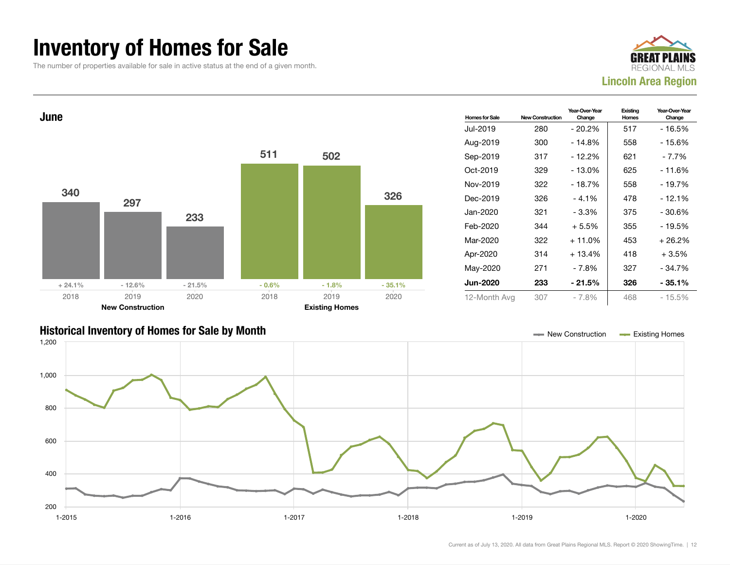# Inventory of Homes for Sale

The number of properties available for sale in active status at the end of a given month.

**GREAT PLAINS REGIONAL MLS**

**Lincoln Area Region**

## June

| | 2018 | 2019 | 2020 |
|---|---|---|---|
| **New Construction** | 340 | 297 | 233 |
| Change | + 24.1% | - 12.6% | - 21.5% |
| **Existing Homes** | 511 | 502 | 326 |
| Change | - 0.6% | - 1.8% | - 35.1% |

| Homes for Sale | New Construction | Year-Over-Year Change | Existing Homes | Year-Over-Year Change |
|---|---|---|---|---|
| Jul-2019 | 280 | - 20.2% | 517 | - 16.5% |
| Aug-2019 | 300 | - 14.8% | 558 | - 15.6% |
| Sep-2019 | 317 | - 12.2% | 621 | - 7.7% |
| Oct-2019 | 329 | - 13.0% | 625 | - 11.6% |
| Nov-2019 | 322 | - 18.7% | 558 | - 19.7% |
| Dec-2019 | 326 | - 4.1% | 478 | - 12.1% |
| Jan-2020 | 321 | - 3.3% | 375 | - 30.6% |
| Feb-2020 | 344 | + 5.5% | 355 | - 19.5% |
| Mar-2020 | 322 | + 11.0% | 453 | + 26.2% |
| Apr-2020 | 314 | + 13.4% | 418 | + 3.5% |
| May-2020 | 271 | - 7.8% | 327 | - 34.7% |
| **Jun-2020** | **233** | **- 21.5%** | **326** | **- 35.1%** |
| 12-Month Avg | 307 | - 7.8% | 468 | - 15.5% |

## Historical Inventory of Homes for Sale by Month

New Construction | Existing Homes

Current as of July 13, 2020. All data from Great Plains Regional MLS. Report © 2020 ShowingTime.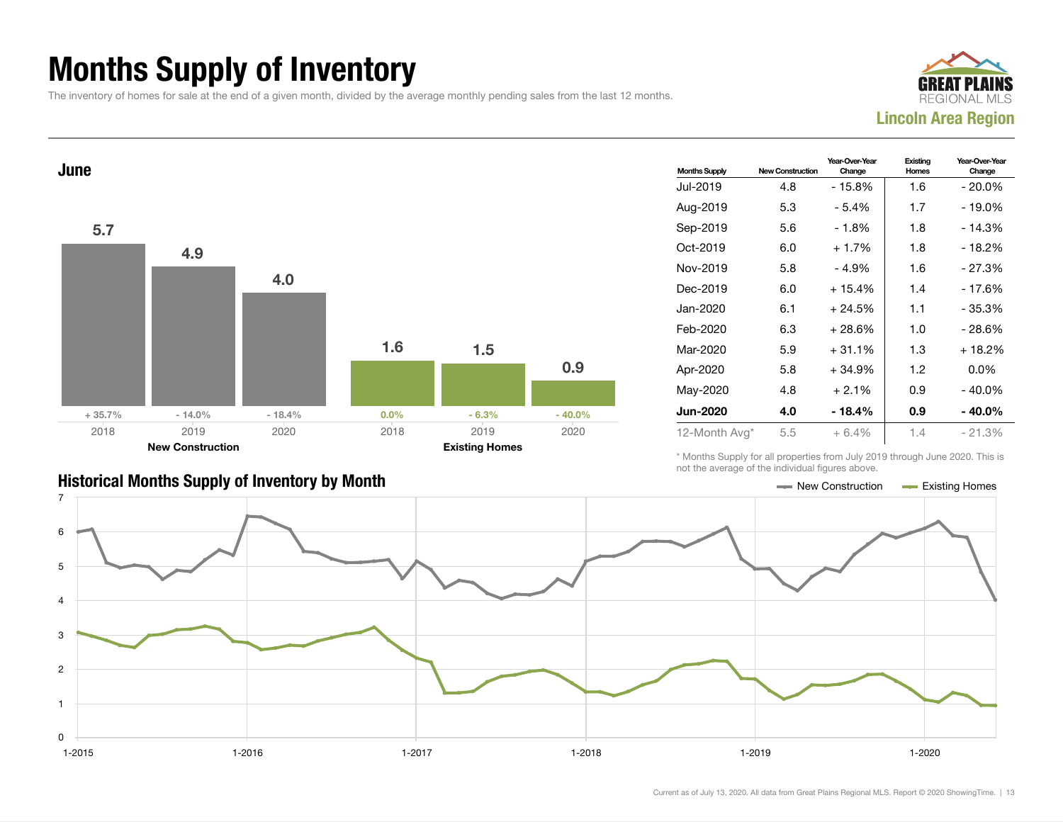# Months Supply of Inventory

The inventory of homes for sale at the end of a given month, divided by the average monthly pending sales from the last 12 months.

**Lincoln Area Region**

## June

| | New Construction | | | Existing Homes | | |
|---|---|---|---|---|---|---|
| Year | 2018 | 2019 | 2020 | 2018 | 2019 | 2020 |
| Months Supply | 5.7 | 4.9 | 4.0 | 1.6 | 1.5 | 0.9 |
| Change | + 35.7% | - 14.0% | - 18.4% | 0.0% | - 6.3% | - 40.0% |

| Months Supply | New Construction | Year-Over-Year Change | Existing Homes | Year-Over-Year Change |
|---|---|---|---|---|
| Jul-2019 | 4.8 | - 15.8% | 1.6 | - 20.0% |
| Aug-2019 | 5.3 | - 5.4% | 1.7 | - 19.0% |
| Sep-2019 | 5.6 | - 1.8% | 1.8 | - 14.3% |
| Oct-2019 | 6.0 | + 1.7% | 1.8 | - 18.2% |
| Nov-2019 | 5.8 | - 4.9% | 1.6 | - 27.3% |
| Dec-2019 | 6.0 | + 15.4% | 1.4 | - 17.6% |
| Jan-2020 | 6.1 | + 24.5% | 1.1 | - 35.3% |
| Feb-2020 | 6.3 | + 28.6% | 1.0 | - 28.6% |
| Mar-2020 | 5.9 | + 31.1% | 1.3 | + 18.2% |
| Apr-2020 | 5.8 | + 34.9% | 1.2 | 0.0% |
| May-2020 | 4.8 | + 2.1% | 0.9 | - 40.0% |
| **Jun-2020** | **4.0** | **- 18.4%** | **0.9** | **- 40.0%** |
| 12-Month Avg* | 5.5 | + 6.4% | 1.4 | - 21.3% |

\* Months Supply for all properties from July 2019 through June 2020. This is not the average of the individual figures above.

## Historical Months Supply of Inventory by Month

Legend: New Construction, Existing Homes

Current as of July 13, 2020. All data from Great Plains Regional MLS. Report © 2020 ShowingTime.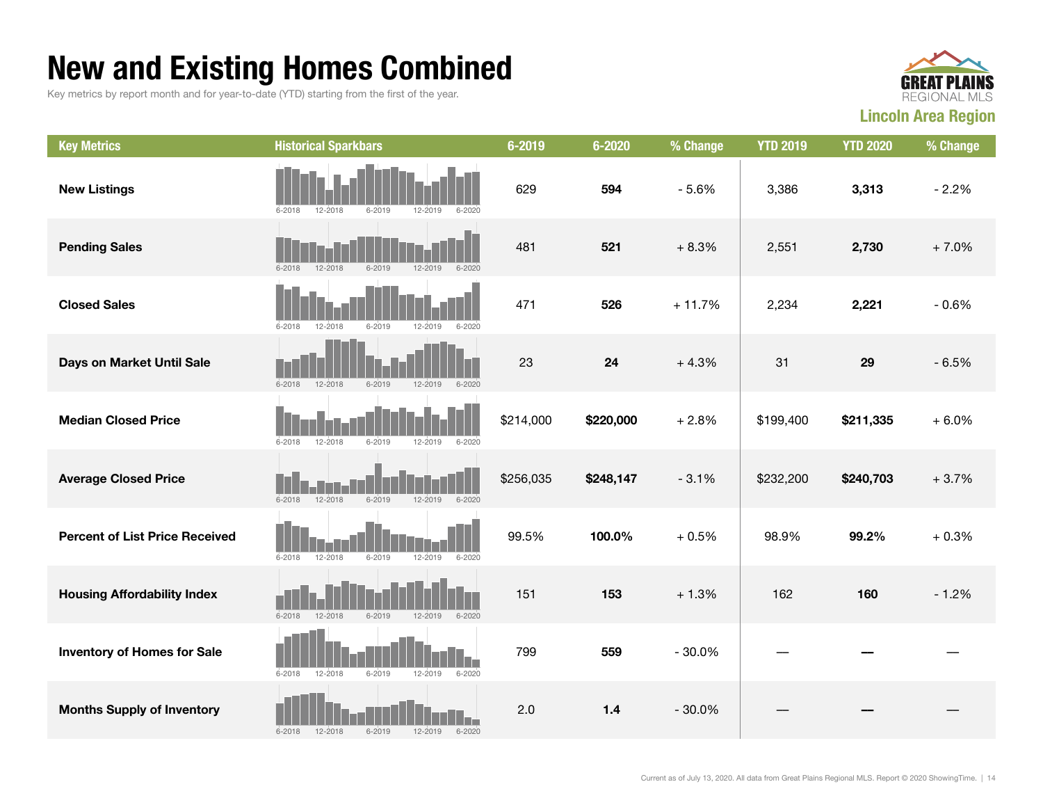# New and Existing Homes Combined

Key metrics by report month and for year-to-date (YTD) starting from the first of the year.

GREAT PLAINS REGIONAL MLS

**Lincoln Area Region**

| Key Metrics | Historical Sparkbars | 6-2019 | 6-2020 | % Change | YTD 2019 | YTD 2020 | % Change |
|---|---|---|---|---|---|---|---|
| **New Listings** | 6-2018 12-2018 6-2019 12-2019 6-2020 | 629 | **594** | - 5.6% | 3,386 | **3,313** | - 2.2% |
| **Pending Sales** | 6-2018 12-2018 6-2019 12-2019 6-2020 | 481 | **521** | + 8.3% | 2,551 | **2,730** | + 7.0% |
| **Closed Sales** | 6-2018 12-2018 6-2019 12-2019 6-2020 | 471 | **526** | + 11.7% | 2,234 | **2,221** | - 0.6% |
| **Days on Market Until Sale** | 6-2018 12-2018 6-2019 12-2019 6-2020 | 23 | **24** | + 4.3% | 31 | **29** | - 6.5% |
| **Median Closed Price** | 6-2018 12-2018 6-2019 12-2019 6-2020 | $214,000 | **$220,000** | + 2.8% | $199,400 | **$211,335** | + 6.0% |
| **Average Closed Price** | 6-2018 12-2018 6-2019 12-2019 6-2020 | $256,035 | **$248,147** | - 3.1% | $232,200 | **$240,703** | + 3.7% |
| **Percent of List Price Received** | 6-2018 12-2018 6-2019 12-2019 6-2020 | 99.5% | **100.0%** | + 0.5% | 98.9% | **99.2%** | + 0.3% |
| **Housing Affordability Index** | 6-2018 12-2018 6-2019 12-2019 6-2020 | 151 | **153** | + 1.3% | 162 | **160** | - 1.2% |
| **Inventory of Homes for Sale** | 6-2018 12-2018 6-2019 12-2019 6-2020 | 799 | **559** | - 30.0% | — | — | — |
| **Months Supply of Inventory** | 6-2018 12-2018 6-2019 12-2019 6-2020 | 2.0 | **1.4** | - 30.0% | — | — | — |

Current as of July 13, 2020. All data from Great Plains Regional MLS. Report © 2020 ShowingTime.